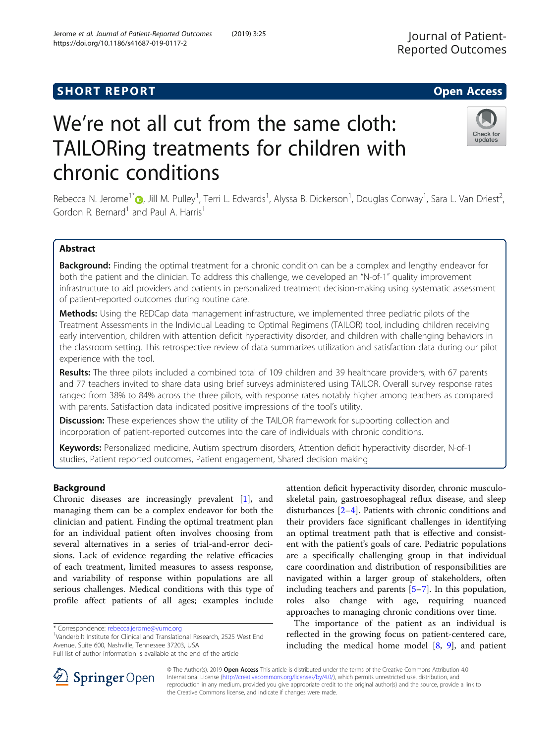SHORT REPORT

Open Access

# We're not all cut from the same cloth: TAILORing treatments for children with chronic conditions

Rebecca N. Jerome[1*], Jill M. Pulley[1], Terri L. Edwards[1], Alyssa B. Dickerson[1], Douglas Conway[1], Sara L. Van Driest[2], Gordon R. Bernard[1] and Paul A. Harris[1]

## Abstract

**Background:** Finding the optimal treatment for a chronic condition can be a complex and lengthy endeavor for both the patient and the clinician. To address this challenge, we developed an "N-of-1" quality improvement infrastructure to aid providers and patients in personalized treatment decision-making using systematic assessment of patient-reported outcomes during routine care.

**Methods:** Using the REDCap data management infrastructure, we implemented three pediatric pilots of the Treatment Assessments in the Individual Leading to Optimal Regimens (TAILOR) tool, including children receiving early intervention, children with attention deficit hyperactivity disorder, and children with challenging behaviors in the classroom setting. This retrospective review of data summarizes utilization and satisfaction data during our pilot experience with the tool.

**Results:** The three pilots included a combined total of 109 children and 39 healthcare providers, with 67 parents and 77 teachers invited to share data using brief surveys administered using TAILOR. Overall survey response rates ranged from 38% to 84% across the three pilots, with response rates notably higher among teachers as compared with parents. Satisfaction data indicated positive impressions of the tool's utility.

**Discussion:** These experiences show the utility of the TAILOR framework for supporting collection and incorporation of patient-reported outcomes into the care of individuals with chronic conditions.

**Keywords:** Personalized medicine, Autism spectrum disorders, Attention deficit hyperactivity disorder, N-of-1 studies, Patient reported outcomes, Patient engagement, Shared decision making

## Background

Chronic diseases are increasingly prevalent [1], and managing them can be a complex endeavor for both the clinician and patient. Finding the optimal treatment plan for an individual patient often involves choosing from several alternatives in a series of trial-and-error decisions. Lack of evidence regarding the relative efficacies of each treatment, limited measures to assess response, and variability of response within populations are all serious challenges. Medical conditions with this type of profile affect patients of all ages; examples include attention deficit hyperactivity disorder, chronic musculoskeletal pain, gastroesophageal reflux disease, and sleep disturbances [2–4]. Patients with chronic conditions and their providers face significant challenges in identifying an optimal treatment path that is effective and consistent with the patient's goals of care. Pediatric populations are a specifically challenging group in that individual care coordination and distribution of responsibilities are navigated within a larger group of stakeholders, often including teachers and parents [5–7]. In this population, roles also change with age, requiring nuanced approaches to managing chronic conditions over time.

The importance of the patient as an individual is reflected in the growing focus on patient-centered care, including the medical home model [8, 9], and patient

* Correspondence: rebecca.jerome@vumc.org
[1]Vanderbilt Institute for Clinical and Translational Research, 2525 West End Avenue, Suite 600, Nashville, Tennessee 37203, USA
Full list of author information is available at the end of the article

© The Author(s). 2019 **Open Access** This article is distributed under the terms of the Creative Commons Attribution 4.0 International License (http://creativecommons.org/licenses/by/4.0/), which permits unrestricted use, distribution, and reproduction in any medium, provided you give appropriate credit to the original author(s) and the source, provide a link to the Creative Commons license, and indicate if changes were made.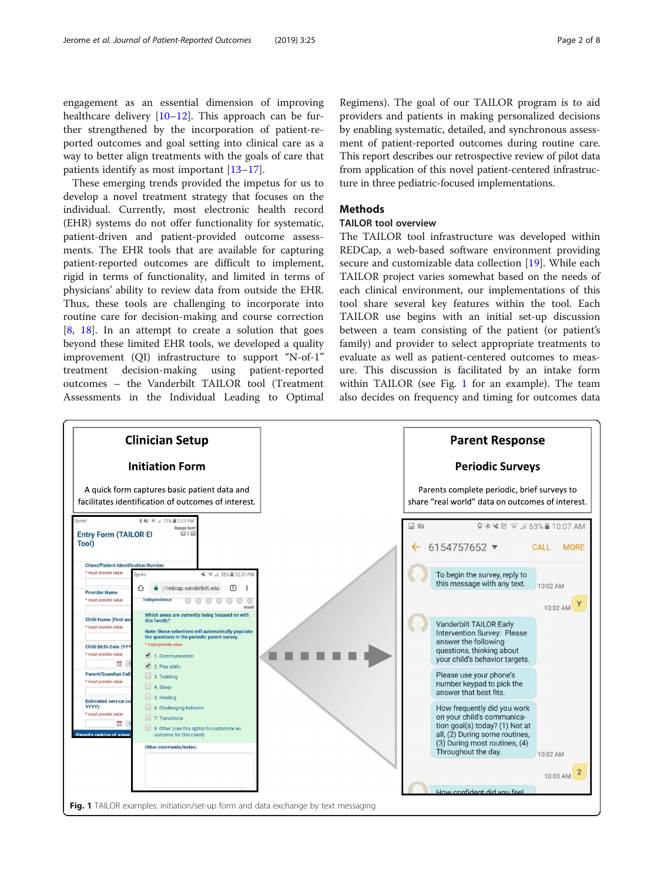engagement as an essential dimension of improving healthcare delivery [10–12]. This approach can be further strengthened by the incorporation of patient-reported outcomes and goal setting into clinical care as a way to better align treatments with the goals of care that patients identify as most important [13–17].

These emerging trends provided the impetus for us to develop a novel treatment strategy that focuses on the individual. Currently, most electronic health record (EHR) systems do not offer functionality for systematic, patient-driven and patient-provided outcome assessments. The EHR tools that are available for capturing patient-reported outcomes are difficult to implement, rigid in terms of functionality, and limited in terms of physicians' ability to review data from outside the EHR. Thus, these tools are challenging to incorporate into routine care for decision-making and course correction [8, 18]. In an attempt to create a solution that goes beyond these limited EHR tools, we developed a quality improvement (QI) infrastructure to support "N-of-1" treatment decision-making using patient-reported outcomes – the Vanderbilt TAILOR tool (Treatment Assessments in the Individual Leading to Optimal Regimens). The goal of our TAILOR program is to aid providers and patients in making personalized decisions by enabling systematic, detailed, and synchronous assessment of patient-reported outcomes during routine care. This report describes our retrospective review of pilot data from application of this novel patient-centered infrastructure in three pediatric-focused implementations.

## Methods

### TAILOR tool overview

The TAILOR tool infrastructure was developed within REDCap, a web-based software environment providing secure and customizable data collection [19]. While each TAILOR project varies somewhat based on the needs of each clinical environment, our implementations of this tool share several key features within the tool. Each TAILOR use begins with an initial set-up discussion between a team consisting of the patient (or patient's family) and provider to select appropriate treatments to evaluate as well as patient-centered outcomes to measure. This discussion is facilitated by an intake form within TAILOR (see Fig. 1 for an example). The team also decides on frequency and timing for outcomes data

**Fig. 1** TAILOR examples: initiation/set-up form and data exchange by text messaging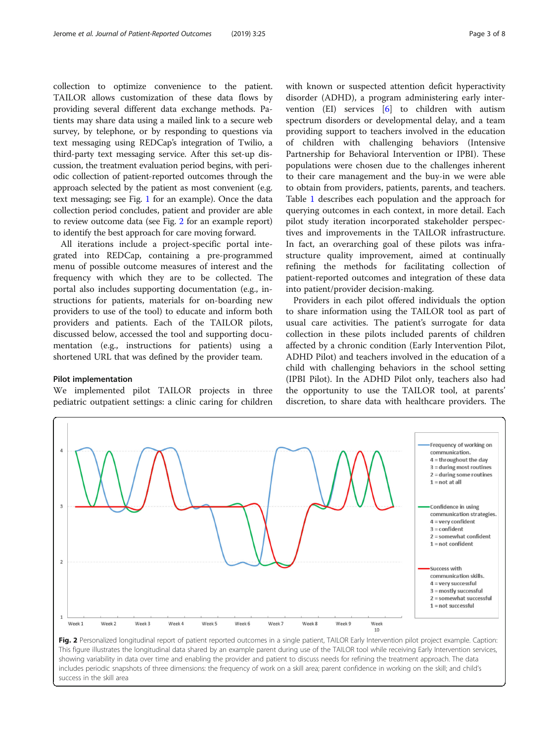collection to optimize convenience to the patient. TAILOR allows customization of these data flows by providing several different data exchange methods. Patients may share data using a mailed link to a secure web survey, by telephone, or by responding to questions via text messaging using REDCap's integration of Twilio, a third-party text messaging service. After this set-up discussion, the treatment evaluation period begins, with periodic collection of patient-reported outcomes through the approach selected by the patient as most convenient (e.g. text messaging; see Fig. 1 for an example). Once the data collection period concludes, patient and provider are able to review outcome data (see Fig. 2 for an example report) to identify the best approach for care moving forward.

All iterations include a project-specific portal integrated into REDCap, containing a pre-programmed menu of possible outcome measures of interest and the frequency with which they are to be collected. The portal also includes supporting documentation (e.g., instructions for patients, materials for on-boarding new providers to use of the tool) to educate and inform both providers and patients. Each of the TAILOR pilots, discussed below, accessed the tool and supporting documentation (e.g., instructions for patients) using a shortened URL that was defined by the provider team.

### Pilot implementation

We implemented pilot TAILOR projects in three pediatric outpatient settings: a clinic caring for children with known or suspected attention deficit hyperactivity disorder (ADHD), a program administering early intervention (EI) services [6] to children with autism spectrum disorders or developmental delay, and a team providing support to teachers involved in the education of children with challenging behaviors (Intensive Partnership for Behavioral Intervention or IPBI). These populations were chosen due to the challenges inherent to their care management and the buy-in we were able to obtain from providers, patients, parents, and teachers. Table 1 describes each population and the approach for querying outcomes in each context, in more detail. Each pilot study iteration incorporated stakeholder perspectives and improvements in the TAILOR infrastructure. In fact, an overarching goal of these pilots was infrastructure quality improvement, aimed at continually refining the methods for facilitating collection of patient-reported outcomes and integration of these data into patient/provider decision-making.

Providers in each pilot offered individuals the option to share information using the TAILOR tool as part of usual care activities. The patient's surrogate for data collection in these pilots included parents of children affected by a chronic condition (Early Intervention Pilot, ADHD Pilot) and teachers involved in the education of a child with challenging behaviors in the school setting (IPBI Pilot). In the ADHD Pilot only, teachers also had the opportunity to use the TAILOR tool, at parents' discretion, to share data with healthcare providers. The

**Fig. 2** Personalized longitudinal report of patient reported outcomes in a single patient, TAILOR Early Intervention pilot project example. Caption: This figure illustrates the longitudinal data shared by an example parent during use of the TAILOR tool while receiving Early Intervention services, showing variability in data over time and enabling the provider and patient to discuss needs for refining the treatment approach. The data includes periodic snapshots of three dimensions: the frequency of work on a skill area; parent confidence in working on the skill; and child's success in the skill area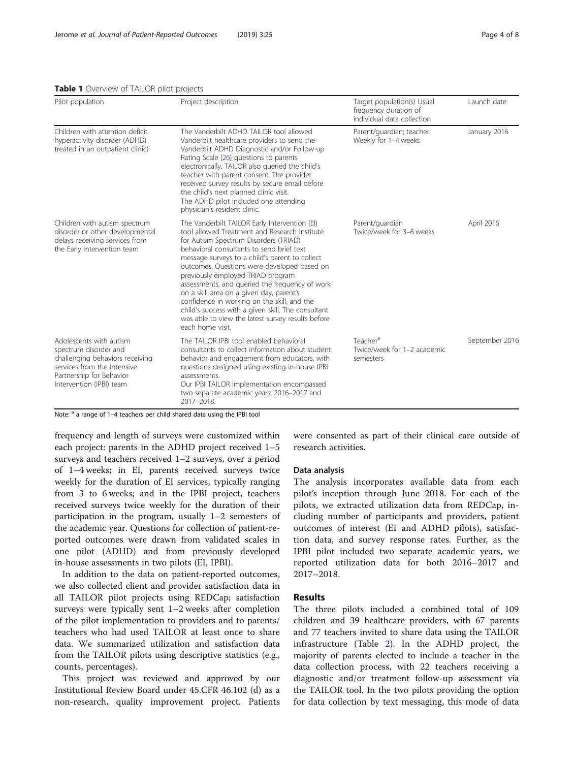**Table 1** Overview of TAILOR pilot projects

| Pilot population | Project description | Target population(s) Usual frequency duration of individual data collection | Launch date |
| --- | --- | --- | --- |
| Children with attention deficit hyperactivity disorder (ADHD) treated in an outpatient clinic) | The Vanderbilt ADHD TAILOR tool allowed Vanderbilt healthcare providers to send the Vanderbilt ADHD Diagnostic and/or Follow-up Rating Scale [26] questions to parents electronically. TAILOR also queried the child's teacher with parent consent. The provider received survey results by secure email before the child's next planned clinic visit. The ADHD pilot included one attending physician's resident clinic. | Parent/guardian; teacher Weekly for 1–4 weeks | January 2016 |
| Children with autism spectrum disorder or other developmental delays receiving services from the Early Intervention team | The Vanderbilt TAILOR Early Intervention (EI) tool allowed Treatment and Research Institute for Autism Spectrum Disorders (TRIAD) behavioral consultants to send brief text message surveys to a child's parent to collect outcomes. Questions were developed based on previously employed TRIAD program assessments, and queried the frequency of work on a skill area on a given day, parent's confidence in working on the skill, and the child's success with a given skill. The consultant was able to view the latest survey results before each home visit. | Parent/guardian Twice/week for 3–6 weeks | April 2016 |
| Adolescents with autism spectrum disorder and challenging behaviors receiving services from the Intensive Partnership for Behavior Intervention (IPBI) team | The TAILOR IPBI tool enabled behavioral consultants to collect information about student behavior and engagement from educators, with questions designed using existing in-house IPBI assessments. Our IPBI TAILOR implementation encompassed two separate academic years, 2016–2017 and 2017–2018. | Teacher[a] Twice/week for 1–2 academic semesters | September 2016 |

Note: [a] a range of 1–4 teachers per child shared data using the IPBI tool

frequency and length of surveys were customized within each project: parents in the ADHD project received 1–5 surveys and teachers received 1–2 surveys, over a period of 1–4 weeks; in EI, parents received surveys twice weekly for the duration of EI services, typically ranging from 3 to 6 weeks; and in the IPBI project, teachers received surveys twice weekly for the duration of their participation in the program, usually 1–2 semesters of the academic year. Questions for collection of patient-reported outcomes were drawn from validated scales in one pilot (ADHD) and from previously developed in-house assessments in two pilots (EI, IPBI).

In addition to the data on patient-reported outcomes, we also collected client and provider satisfaction data in all TAILOR pilot projects using REDCap; satisfaction surveys were typically sent 1–2 weeks after completion of the pilot implementation to providers and to parents/teachers who had used TAILOR at least once to share data. We summarized utilization and satisfaction data from the TAILOR pilots using descriptive statistics (e.g., counts, percentages).

This project was reviewed and approved by our Institutional Review Board under 45.CFR 46.102 (d) as a non-research, quality improvement project. Patients were consented as part of their clinical care outside of research activities.

### Data analysis

The analysis incorporates available data from each pilot's inception through June 2018. For each of the pilots, we extracted utilization data from REDCap, including number of participants and providers, patient outcomes of interest (EI and ADHD pilots), satisfaction data, and survey response rates. Further, as the IPBI pilot included two separate academic years, we reported utilization data for both 2016–2017 and 2017–2018.

## Results

The three pilots included a combined total of 109 children and 39 healthcare providers, with 67 parents and 77 teachers invited to share data using the TAILOR infrastructure (Table 2). In the ADHD project, the majority of parents elected to include a teacher in the data collection process, with 22 teachers receiving a diagnostic and/or treatment follow-up assessment via the TAILOR tool. In the two pilots providing the option for data collection by text messaging, this mode of data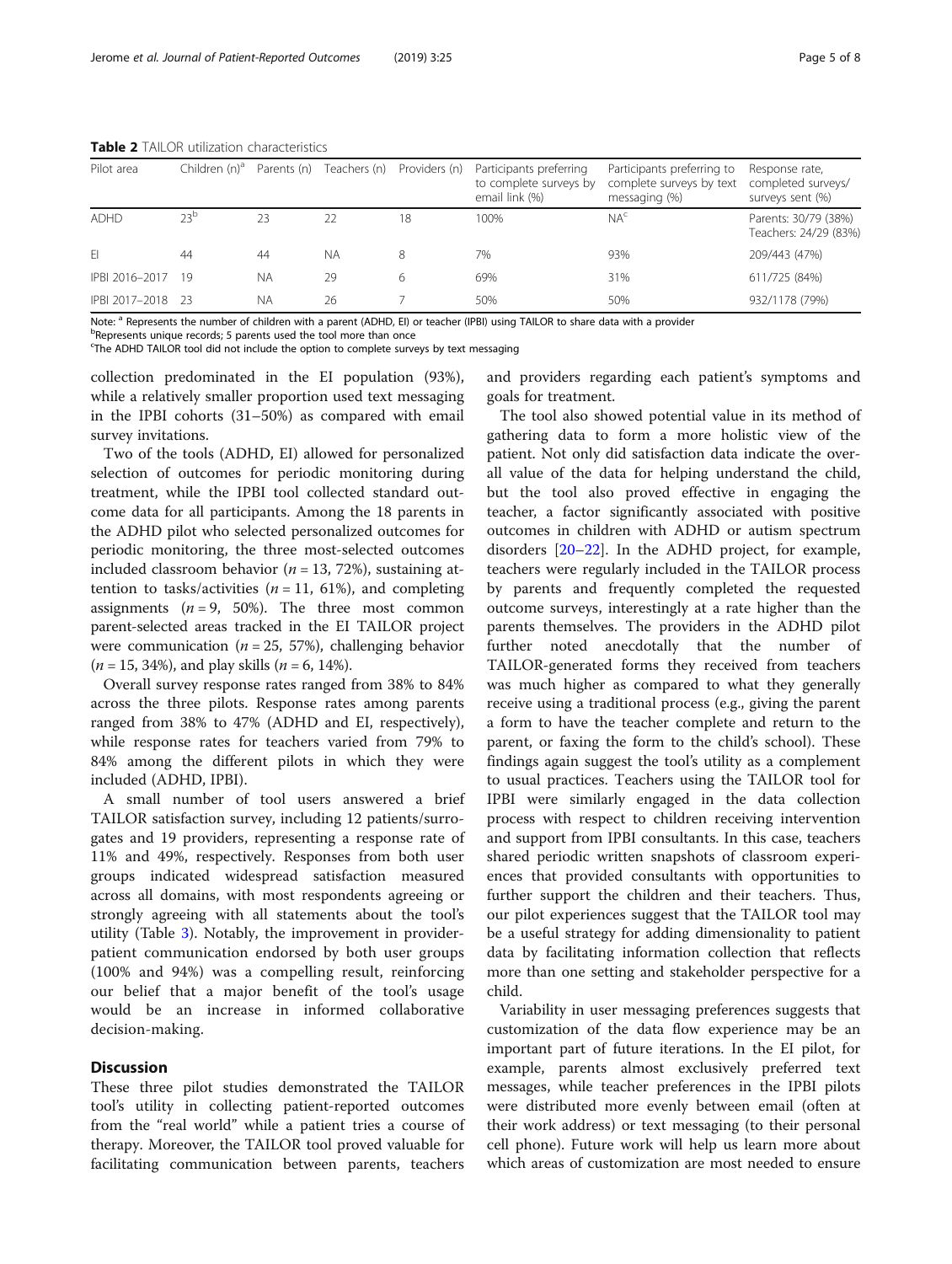**Table 2** TAILOR utilization characteristics

| Pilot area | Children (n)[a] | Parents (n) | Teachers (n) | Providers (n) | Participants preferring to complete surveys by email link (%) | Participants preferring to complete surveys by text messaging (%) | Response rate, completed surveys/ surveys sent (%) |
|---|---|---|---|---|---|---|---|
| ADHD | 23[b] | 23 | 22 | 18 | 100% | NA[c] | Parents: 30/79 (38%) Teachers: 24/29 (83%) |
| EI | 44 | 44 | NA | 8 | 7% | 93% | 209/443 (47%) |
| IPBI 2016–2017 | 19 | NA | 29 | 6 | 69% | 31% | 611/725 (84%) |
| IPBI 2017–2018 | 23 | NA | 26 | 7 | 50% | 50% | 932/1178 (79%) |

Note: [a] Represents the number of children with a parent (ADHD, EI) or teacher (IPBI) using TAILOR to share data with a provider
[b] Represents unique records; 5 parents used the tool more than once
[c] The ADHD TAILOR tool did not include the option to complete surveys by text messaging

collection predominated in the EI population (93%), while a relatively smaller proportion used text messaging in the IPBI cohorts (31–50%) as compared with email survey invitations.

Two of the tools (ADHD, EI) allowed for personalized selection of outcomes for periodic monitoring during treatment, while the IPBI tool collected standard outcome data for all participants. Among the 18 parents in the ADHD pilot who selected personalized outcomes for periodic monitoring, the three most-selected outcomes included classroom behavior ($n = 13$, 72%), sustaining attention to tasks/activities ($n = 11$, 61%), and completing assignments ($n = 9$, 50%). The three most common parent-selected areas tracked in the EI TAILOR project were communication ($n = 25$, 57%), challenging behavior ($n = 15$, 34%), and play skills ($n = 6$, 14%).

Overall survey response rates ranged from 38% to 84% across the three pilots. Response rates among parents ranged from 38% to 47% (ADHD and EI, respectively), while response rates for teachers varied from 79% to 84% among the different pilots in which they were included (ADHD, IPBI).

A small number of tool users answered a brief TAILOR satisfaction survey, including 12 patients/surrogates and 19 providers, representing a response rate of 11% and 49%, respectively. Responses from both user groups indicated widespread satisfaction measured across all domains, with most respondents agreeing or strongly agreeing with all statements about the tool's utility (Table 3). Notably, the improvement in provider-patient communication endorsed by both user groups (100% and 94%) was a compelling result, reinforcing our belief that a major benefit of the tool's usage would be an increase in informed collaborative decision-making.

## Discussion

These three pilot studies demonstrated the TAILOR tool's utility in collecting patient-reported outcomes from the "real world" while a patient tries a course of therapy. Moreover, the TAILOR tool proved valuable for facilitating communication between parents, teachers and providers regarding each patient's symptoms and goals for treatment.

The tool also showed potential value in its method of gathering data to form a more holistic view of the patient. Not only did satisfaction data indicate the overall value of the data for helping understand the child, but the tool also proved effective in engaging the teacher, a factor significantly associated with positive outcomes in children with ADHD or autism spectrum disorders [20–22]. In the ADHD project, for example, teachers were regularly included in the TAILOR process by parents and frequently completed the requested outcome surveys, interestingly at a rate higher than the parents themselves. The providers in the ADHD pilot further noted anecdotally that the number of TAILOR-generated forms they received from teachers was much higher as compared to what they generally receive using a traditional process (e.g., giving the parent a form to have the teacher complete and return to the parent, or faxing the form to the child's school). These findings again suggest the tool's utility as a complement to usual practices. Teachers using the TAILOR tool for IPBI were similarly engaged in the data collection process with respect to children receiving intervention and support from IPBI consultants. In this case, teachers shared periodic written snapshots of classroom experiences that provided consultants with opportunities to further support the children and their teachers. Thus, our pilot experiences suggest that the TAILOR tool may be a useful strategy for adding dimensionality to patient data by facilitating information collection that reflects more than one setting and stakeholder perspective for a child.

Variability in user messaging preferences suggests that customization of the data flow experience may be an important part of future iterations. In the EI pilot, for example, parents almost exclusively preferred text messages, while teacher preferences in the IPBI pilots were distributed more evenly between email (often at their work address) or text messaging (to their personal cell phone). Future work will help us learn more about which areas of customization are most needed to ensure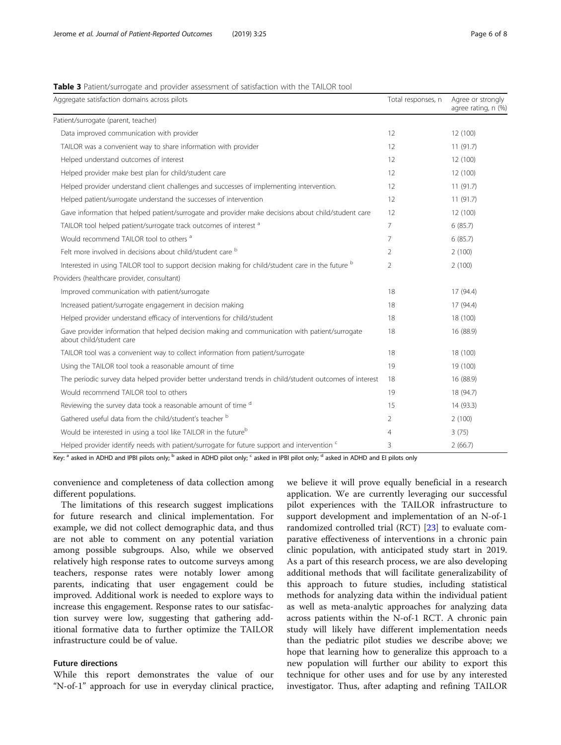**Table 3** Patient/surrogate and provider assessment of satisfaction with the TAILOR tool

| Aggregate satisfaction domains across pilots | Total responses, n | Agree or strongly agree rating, n (%) |
|---|---|---|
| Patient/surrogate (parent, teacher) | | |
| Data improved communication with provider | 12 | 12 (100) |
| TAILOR was a convenient way to share information with provider | 12 | 11 (91.7) |
| Helped understand outcomes of interest | 12 | 12 (100) |
| Helped provider make best plan for child/student care | 12 | 12 (100) |
| Helped provider understand client challenges and successes of implementing intervention. | 12 | 11 (91.7) |
| Helped patient/surrogate understand the successes of intervention | 12 | 11 (91.7) |
| Gave information that helped patient/surrogate and provider make decisions about child/student care | 12 | 12 (100) |
| TAILOR tool helped patient/surrogate track outcomes of interest [a] | 7 | 6 (85.7) |
| Would recommend TAILOR tool to others [a] | 7 | 6 (85.7) |
| Felt more involved in decisions about child/student care [b] | 2 | 2 (100) |
| Interested in using TAILOR tool to support decision making for child/student care in the future [b] | 2 | 2 (100) |
| Providers (healthcare provider, consultant) | | |
| Improved communication with patient/surrogate | 18 | 17 (94.4) |
| Increased patient/surrogate engagement in decision making | 18 | 17 (94.4) |
| Helped provider understand efficacy of interventions for child/student | 18 | 18 (100) |
| Gave provider information that helped decision making and communication with patient/surrogate about child/student care | 18 | 16 (88.9) |
| TAILOR tool was a convenient way to collect information from patient/surrogate | 18 | 18 (100) |
| Using the TAILOR tool took a reasonable amount of time | 19 | 19 (100) |
| The periodic survey data helped provider better understand trends in child/student outcomes of interest | 18 | 16 (88.9) |
| Would recommend TAILOR tool to others | 19 | 18 (94.7) |
| Reviewing the survey data took a reasonable amount of time [d] | 15 | 14 (93.3) |
| Gathered useful data from the child/student's teacher [b] | 2 | 2 (100) |
| Would be interested in using a tool like TAILOR in the future[b] | 4 | 3 (75) |
| Helped provider identify needs with patient/surrogate for future support and intervention [c] | 3 | 2 (66.7) |

Key: [a] asked in ADHD and IPBI pilots only; [b] asked in ADHD pilot only; [c] asked in IPBI pilot only; [d] asked in ADHD and EI pilots only

convenience and completeness of data collection among different populations.

The limitations of this research suggest implications for future research and clinical implementation. For example, we did not collect demographic data, and thus are not able to comment on any potential variation among possible subgroups. Also, while we observed relatively high response rates to outcome surveys among teachers, response rates were notably lower among parents, indicating that user engagement could be improved. Additional work is needed to explore ways to increase this engagement. Response rates to our satisfaction survey were low, suggesting that gathering additional formative data to further optimize the TAILOR infrastructure could be of value.

## Future directions

While this report demonstrates the value of our "N-of-1" approach for use in everyday clinical practice, we believe it will prove equally beneficial in a research application. We are currently leveraging our successful pilot experiences with the TAILOR infrastructure to support development and implementation of an N-of-1 randomized controlled trial (RCT) [23] to evaluate comparative effectiveness of interventions in a chronic pain clinic population, with anticipated study start in 2019. As a part of this research process, we are also developing additional methods that will facilitate generalizability of this approach to future studies, including statistical methods for analyzing data within the individual patient as well as meta-analytic approaches for analyzing data across patients within the N-of-1 RCT. A chronic pain study will likely have different implementation needs than the pediatric pilot studies we describe above; we hope that learning how to generalize this approach to a new population will further our ability to export this technique for other uses and for use by any interested investigator. Thus, after adapting and refining TAILOR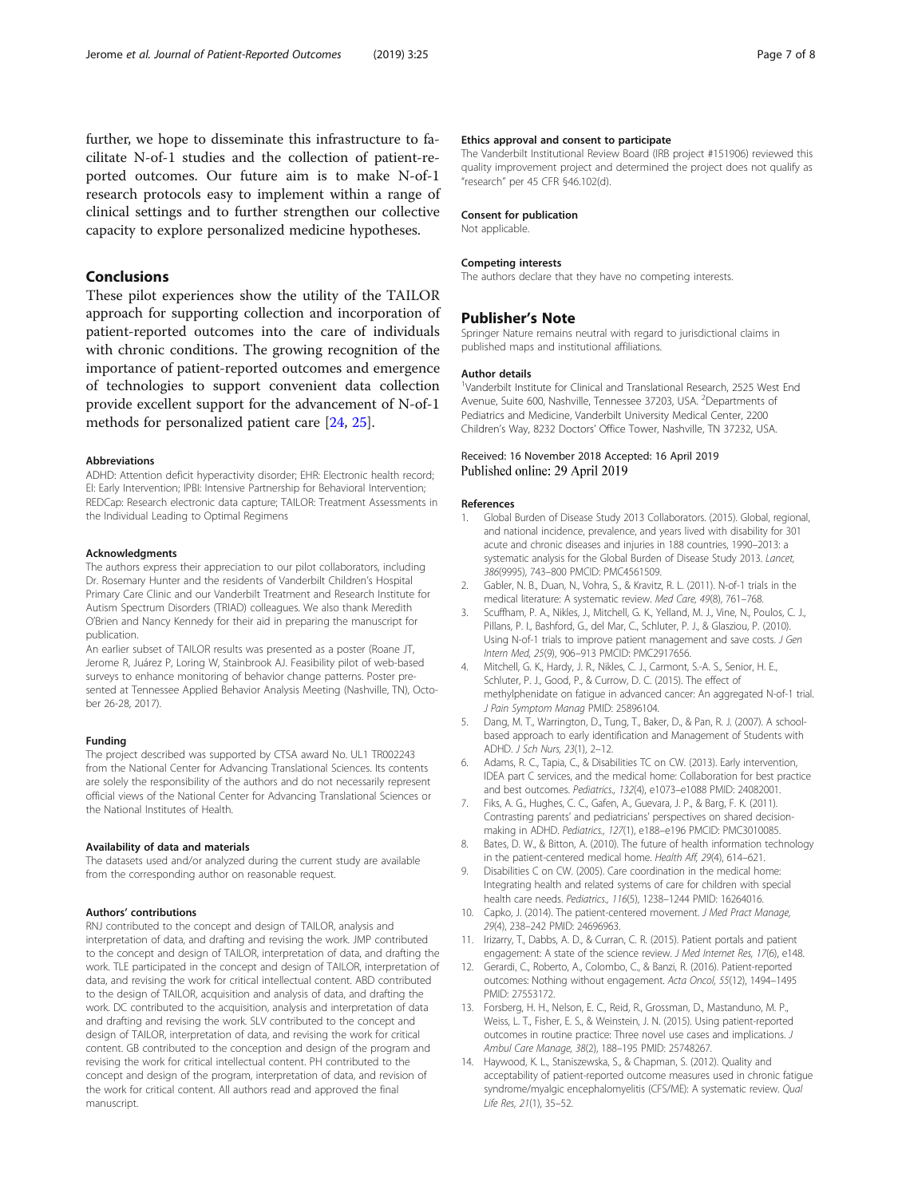further, we hope to disseminate this infrastructure to facilitate N-of-1 studies and the collection of patient-reported outcomes. Our future aim is to make N-of-1 research protocols easy to implement within a range of clinical settings and to further strengthen our collective capacity to explore personalized medicine hypotheses.

## Conclusions

These pilot experiences show the utility of the TAILOR approach for supporting collection and incorporation of patient-reported outcomes into the care of individuals with chronic conditions. The growing recognition of the importance of patient-reported outcomes and emergence of technologies to support convenient data collection provide excellent support for the advancement of N-of-1 methods for personalized patient care [24, 25].

#### Abbreviations

ADHD: Attention deficit hyperactivity disorder; EHR: Electronic health record; EI: Early Intervention; IPBI: Intensive Partnership for Behavioral Intervention; REDCap: Research electronic data capture; TAILOR: Treatment Assessments in the Individual Leading to Optimal Regimens

#### Acknowledgments

The authors express their appreciation to our pilot collaborators, including Dr. Rosemary Hunter and the residents of Vanderbilt Children's Hospital Primary Care Clinic and our Vanderbilt Treatment and Research Institute for Autism Spectrum Disorders (TRIAD) colleagues. We also thank Meredith O'Brien and Nancy Kennedy for their aid in preparing the manuscript for publication.

An earlier subset of TAILOR results was presented as a poster (Roane JT, Jerome R, Juárez P, Loring W, Stainbrook AJ. Feasibility pilot of web-based surveys to enhance monitoring of behavior change patterns. Poster presented at Tennessee Applied Behavior Analysis Meeting (Nashville, TN), October 26-28, 2017).

#### Funding

The project described was supported by CTSA award No. UL1 TR002243 from the National Center for Advancing Translational Sciences. Its contents are solely the responsibility of the authors and do not necessarily represent official views of the National Center for Advancing Translational Sciences or the National Institutes of Health.

#### Availability of data and materials

The datasets used and/or analyzed during the current study are available from the corresponding author on reasonable request.

#### Authors' contributions

RNJ contributed to the concept and design of TAILOR, analysis and interpretation of data, and drafting and revising the work. JMP contributed to the concept and design of TAILOR, interpretation of data, and drafting the work. TLE participated in the concept and design of TAILOR, interpretation of data, and revising the work for critical intellectual content. ABD contributed to the design of TAILOR, acquisition and analysis of data, and drafting the work. DC contributed to the acquisition, analysis and interpretation of data and drafting and revising the work. SLV contributed to the concept and design of TAILOR, interpretation of data, and revising the work for critical content. GB contributed to the conception and design of the program and revising the work for critical intellectual content. PH contributed to the concept and design of the program, interpretation of data, and revision of the work for critical content. All authors read and approved the final manuscript.

#### Ethics approval and consent to participate

The Vanderbilt Institutional Review Board (IRB project #151906) reviewed this quality improvement project and determined the project does not qualify as "research" per 45 CFR §46.102(d).

#### Consent for publication

Not applicable.

#### Competing interests

The authors declare that they have no competing interests.

## Publisher's Note

Springer Nature remains neutral with regard to jurisdictional claims in published maps and institutional affiliations.

#### Author details

[1]Vanderbilt Institute for Clinical and Translational Research, 2525 West End Avenue, Suite 600, Nashville, Tennessee 37203, USA. [2]Departments of Pediatrics and Medicine, Vanderbilt University Medical Center, 2200 Children's Way, 8232 Doctors' Office Tower, Nashville, TN 37232, USA.

Received: 16 November 2018 Accepted: 16 April 2019
Published online: 29 April 2019

#### References

1. Global Burden of Disease Study 2013 Collaborators. (2015). Global, regional, and national incidence, prevalence, and years lived with disability for 301 acute and chronic diseases and injuries in 188 countries, 1990–2013: a systematic analysis for the Global Burden of Disease Study 2013. *Lancet, 386*(9995), 743–800 PMCID: PMC4561509.
2. Gabler, N. B., Duan, N., Vohra, S., & Kravitz, R. L. (2011). N-of-1 trials in the medical literature: A systematic review. *Med Care, 49*(8), 761–768.
3. Scuffham, P. A., Nikles, J., Mitchell, G. K., Yelland, M. J., Vine, N., Poulos, C. J., Pillans, P. I., Bashford, G., del Mar, C., Schluter, P. J., & Glasziou, P. (2010). Using N-of-1 trials to improve patient management and save costs. *J Gen Intern Med, 25*(9), 906–913 PMCID: PMC2917656.
4. Mitchell, G. K., Hardy, J. R., Nikles, C. J., Carmont, S.-A. S., Senior, H. E., Schluter, P. J., Good, P., & Currow, D. C. (2015). The effect of methylphenidate on fatigue in advanced cancer: An aggregated N-of-1 trial. *J Pain Symptom Manag* PMID: 25896104.
5. Dang, M. T., Warrington, D., Tung, T., Baker, D., & Pan, R. J. (2007). A school-based approach to early identification and Management of Students with ADHD. *J Sch Nurs, 23*(1), 2–12.
6. Adams, R. C., Tapia, C., & Disabilities TC on CW. (2013). Early intervention, IDEA part C services, and the medical home: Collaboration for best practice and best outcomes. *Pediatrics., 132*(4), e1073–e1088 PMID: 24082001.
7. Fiks, A. G., Hughes, C. C., Gafen, A., Guevara, J. P., & Barg, F. K. (2011). Contrasting parents' and pediatricians' perspectives on shared decision-making in ADHD. *Pediatrics., 127*(1), e188–e196 PMCID: PMC3010085.
8. Bates, D. W., & Bitton, A. (2010). The future of health information technology in the patient-centered medical home. *Health Aff, 29*(4), 614–621.
9. Disabilities C on CW. (2005). Care coordination in the medical home: Integrating health and related systems of care for children with special health care needs. *Pediatrics., 116*(5), 1238–1244 PMID: 16264016.
10. Capko, J. (2014). The patient-centered movement. *J Med Pract Manage, 29*(4), 238–242 PMID: 24696963.
11. Irizarry, T., Dabbs, A. D., & Curran, C. R. (2015). Patient portals and patient engagement: A state of the science review. *J Med Internet Res, 17*(6), e148.
12. Gerardi, C., Roberto, A., Colombo, C., & Banzi, R. (2016). Patient-reported outcomes: Nothing without engagement. *Acta Oncol, 55*(12), 1494–1495 PMID: 27553172.
13. Forsberg, H. H., Nelson, E. C., Reid, R., Grossman, D., Mastanduno, M. P., Weiss, L. T., Fisher, E. S., & Weinstein, J. N. (2015). Using patient-reported outcomes in routine practice: Three novel use cases and implications. *J Ambul Care Manage, 38*(2), 188–195 PMID: 25748267.
14. Haywood, K. L., Staniszewska, S., & Chapman, S. (2012). Quality and acceptability of patient-reported outcome measures used in chronic fatigue syndrome/myalgic encephalomyelitis (CFS/ME): A systematic review. *Qual Life Res, 21*(1), 35–52.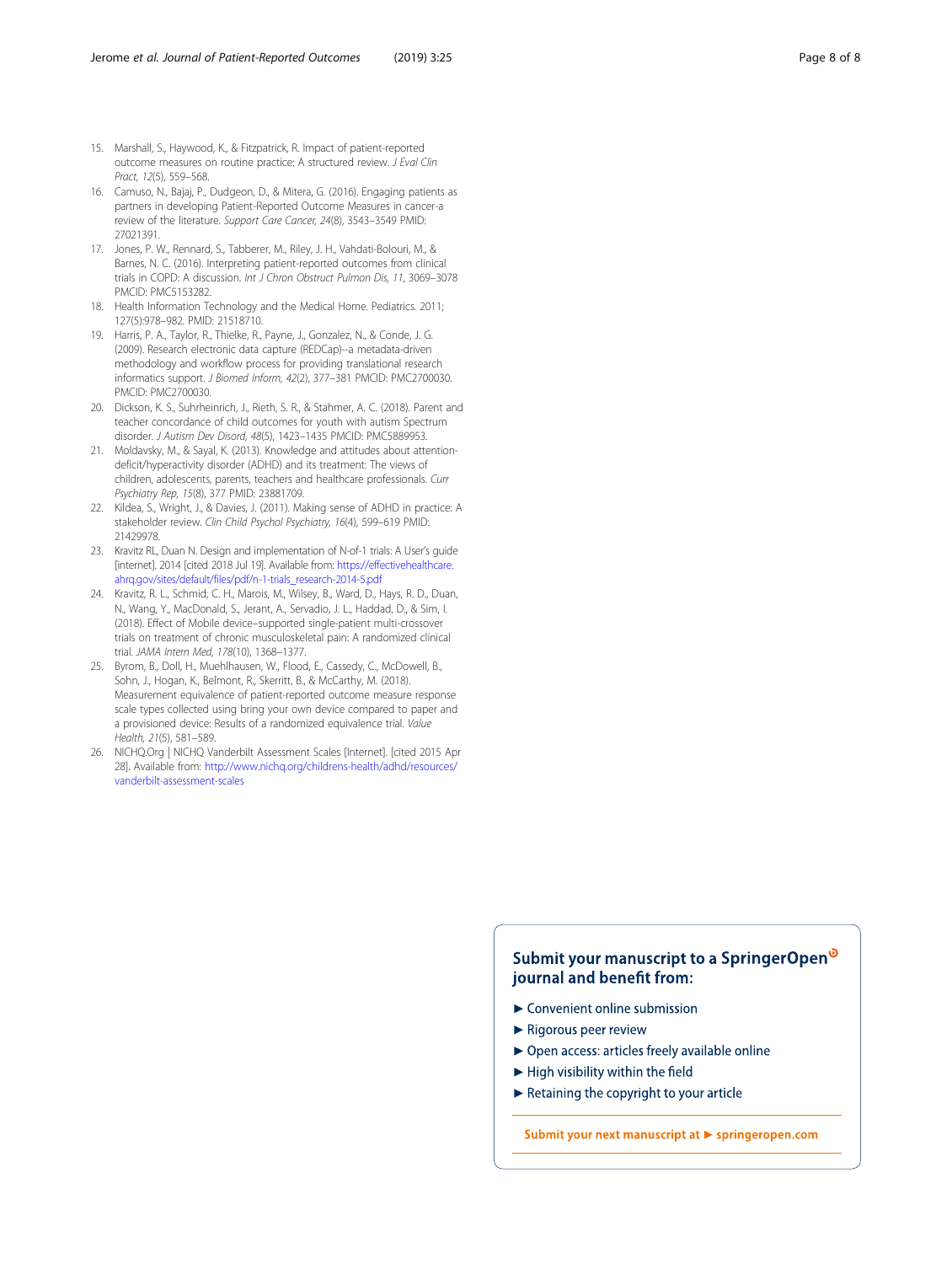15. Marshall, S., Haywood, K., & Fitzpatrick, R. Impact of patient-reported outcome measures on routine practice: A structured review. *J Eval Clin Pract, 12*(5), 559–568.
16. Camuso, N., Bajaj, P., Dudgeon, D., & Mitera, G. (2016). Engaging patients as partners in developing Patient-Reported Outcome Measures in cancer-a review of the literature. *Support Care Cancer, 24*(8), 3543–3549 PMID: 27021391.
17. Jones, P. W., Rennard, S., Tabberer, M., Riley, J. H., Vahdati-Bolouri, M., & Barnes, N. C. (2016). Interpreting patient-reported outcomes from clinical trials in COPD: A discussion. *Int J Chron Obstruct Pulmon Dis, 11*, 3069–3078 PMCID: PMC5153282.
18. Health Information Technology and the Medical Home. Pediatrics. 2011; 127(5):978–982. PMID: 21518710.
19. Harris, P. A., Taylor, R., Thielke, R., Payne, J., Gonzalez, N., & Conde, J. G. (2009). Research electronic data capture (REDCap)--a metadata-driven methodology and workflow process for providing translational research informatics support. *J Biomed Inform, 42*(2), 377–381 PMCID: PMC2700030. PMCID: PMC2700030.
20. Dickson, K. S., Suhrheinrich, J., Rieth, S. R., & Stahmer, A. C. (2018). Parent and teacher concordance of child outcomes for youth with autism Spectrum disorder. *J Autism Dev Disord, 48*(5), 1423–1435 PMCID: PMC5889953.
21. Moldavsky, M., & Sayal, K. (2013). Knowledge and attitudes about attention-deficit/hyperactivity disorder (ADHD) and its treatment: The views of children, adolescents, parents, teachers and healthcare professionals. *Curr Psychiatry Rep, 15*(8), 377 PMID: 23881709.
22. Kildea, S., Wright, J., & Davies, J. (2011). Making sense of ADHD in practice: A stakeholder review. *Clin Child Psychol Psychiatry, 16*(4), 599–619 PMID: 21429978.
23. Kravitz RL, Duan N. Design and implementation of N-of-1 trials: A User's guide [internet]. 2014 [cited 2018 Jul 19]. Available from: https://effectivehealthcare.ahrq.gov/sites/default/files/pdf/n-1-trials_research-2014-5.pdf
24. Kravitz, R. L., Schmid, C. H., Marois, M., Wilsey, B., Ward, D., Hays, R. D., Duan, N., Wang, Y., MacDonald, S., Jerant, A., Servadio, J. L., Haddad, D., & Sim, I. (2018). Effect of Mobile device–supported single-patient multi-crossover trials on treatment of chronic musculoskeletal pain: A randomized clinical trial. *JAMA Intern Med, 178*(10), 1368–1377.
25. Byrom, B., Doll, H., Muehlhausen, W., Flood, E., Cassedy, C., McDowell, B., Sohn, J., Hogan, K., Belmont, R., Skerritt, B., & McCarthy, M. (2018). Measurement equivalence of patient-reported outcome measure response scale types collected using bring your own device compared to paper and a provisioned device: Results of a randomized equivalence trial. *Value Health, 21*(5), 581–589.
26. NICHQ.Org | NICHQ Vanderbilt Assessment Scales [Internet]. [cited 2015 Apr 28]. Available from: http://www.nichq.org/childrens-health/adhd/resources/vanderbilt-assessment-scales